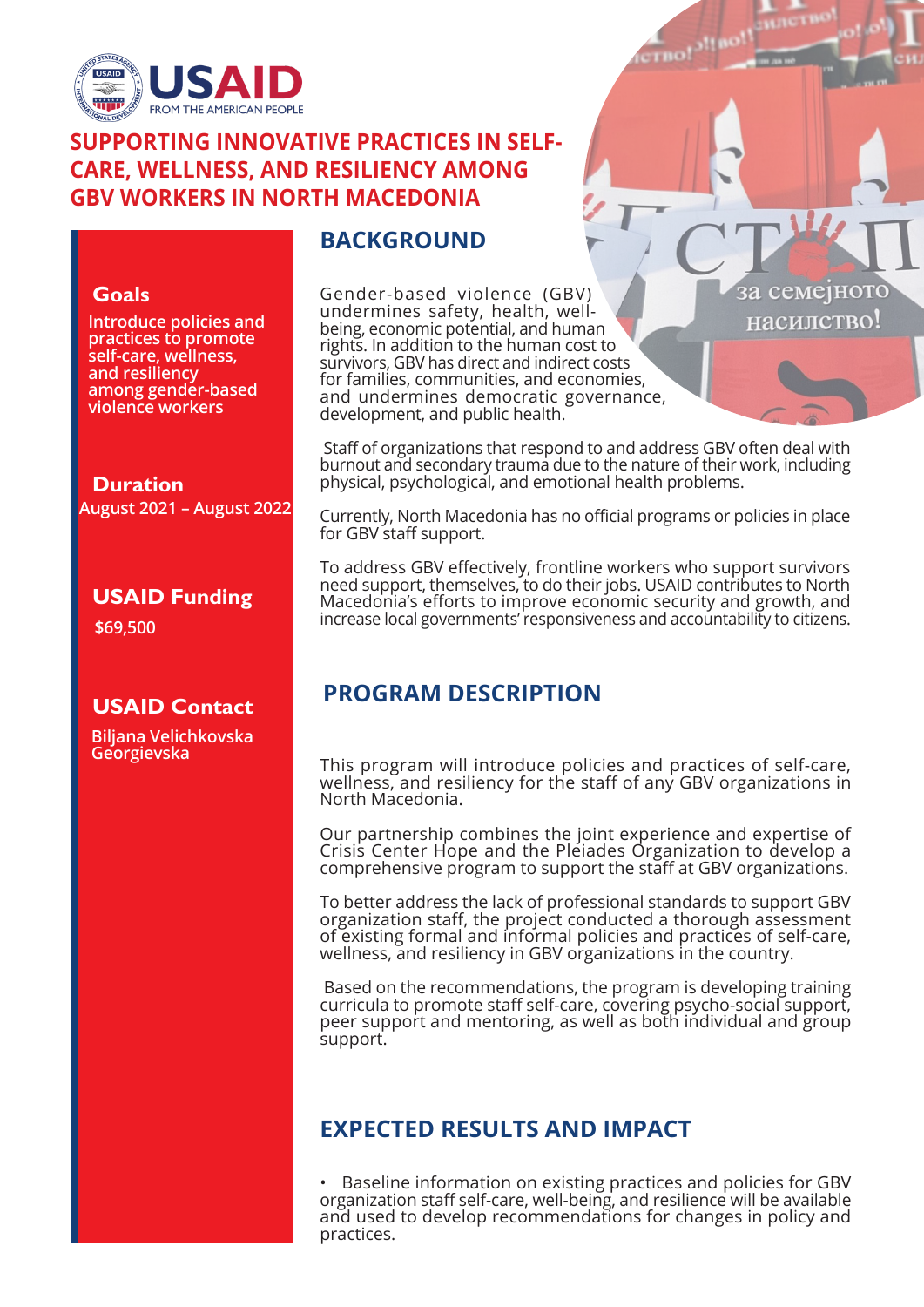USAID
FROM THE AMERICAN PEOPLE

# SUPPORTING INNOVATIVE PRACTICES IN SELF-CARE, WELLNESS, AND RESILIENCY AMONG GBV WORKERS IN NORTH MACEDONIA

### Goals

Introduce policies and practices to promote self-care, wellness, and resiliency among gender-based violence workers

### Duration

August 2021 – August 2022

### USAID Funding

$69,500

### USAID Contact

Biljana Velichkovska Georgievska

## BACKGROUND

Gender-based violence (GBV) undermines safety, health, well-being, economic potential, and human rights. In addition to the human cost to survivors, GBV has direct and indirect costs for families, communities, and economies, and undermines democratic governance, development, and public health.

Staff of organizations that respond to and address GBV often deal with burnout and secondary trauma due to the nature of their work, including physical, psychological, and emotional health problems.

Currently, North Macedonia has no official programs or policies in place for GBV staff support.

To address GBV effectively, frontline workers who support survivors need support, themselves, to do their jobs. USAID contributes to North Macedonia's efforts to improve economic security and growth, and increase local governments' responsiveness and accountability to citizens.

## PROGRAM DESCRIPTION

This program will introduce policies and practices of self-care, wellness, and resiliency for the staff of any GBV organizations in North Macedonia.

Our partnership combines the joint experience and expertise of Crisis Center Hope and the Pleiades Organization to develop a comprehensive program to support the staff at GBV organizations.

To better address the lack of professional standards to support GBV organization staff, the project conducted a thorough assessment of existing formal and informal policies and practices of self-care, wellness, and resiliency in GBV organizations in the country.

Based on the recommendations, the program is developing training curricula to promote staff self-care, covering psycho-social support, peer support and mentoring, as well as both individual and group support.

## EXPECTED RESULTS AND IMPACT

- Baseline information on existing practices and policies for GBV organization staff self-care, well-being, and resilience will be available and used to develop recommendations for changes in policy and practices.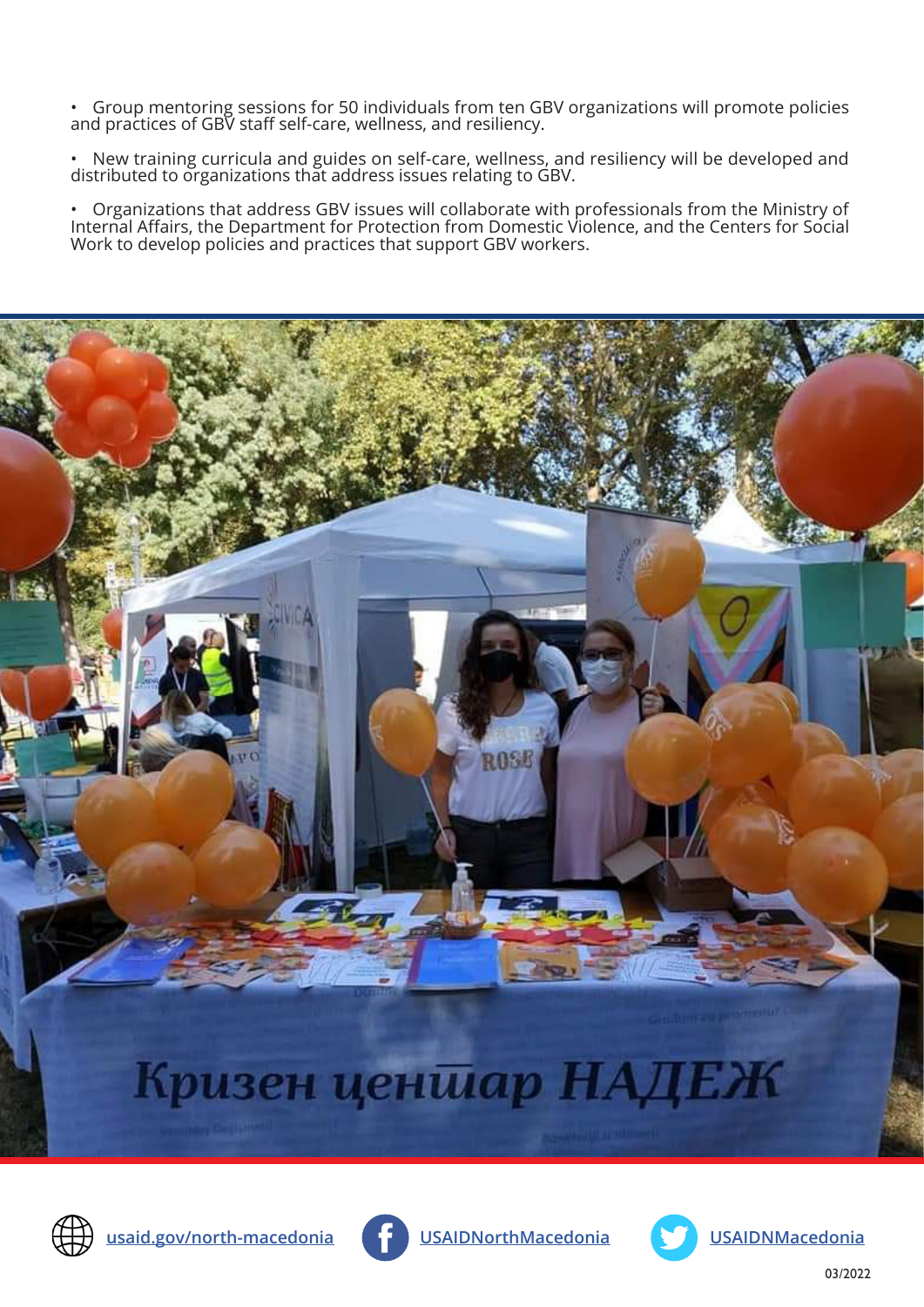- Group mentoring sessions for 50 individuals from ten GBV organizations will promote policies and practices of GBV staff self-care, wellness, and resiliency.

- New training curricula and guides on self-care, wellness, and resiliency will be developed and distributed to organizations that address issues relating to GBV.

- Organizations that address GBV issues will collaborate with professionals from the Ministry of Internal Affairs, the Department for Protection from Domestic Violence, and the Centers for Social Work to develop policies and practices that support GBV workers.

usaid.gov/north-macedonia

USAIDNorthMacedonia

USAIDNMacedonia

03/2022